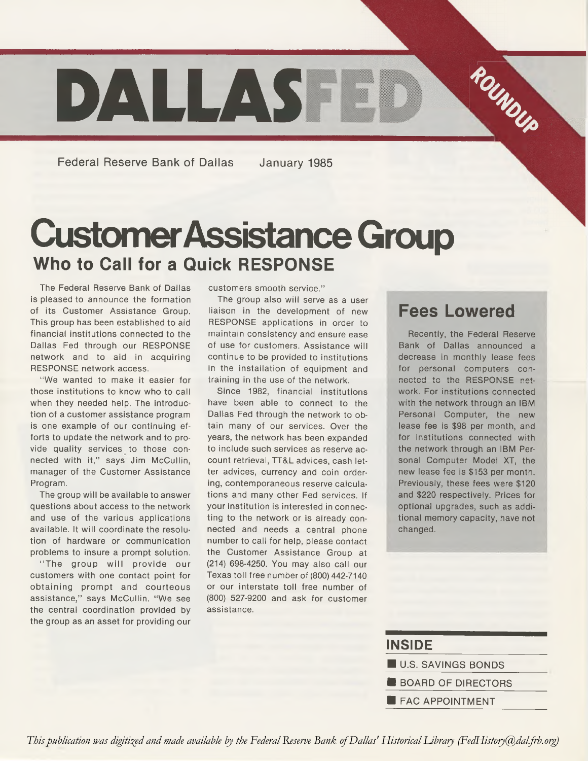# DALLASFED

ROUNDUP

Federal Reserve Bank of Dallas January 1985

# Customer Assistance Group

## Who to Call for a Quick RESPONSE

The Federal Reserve Bank of Dallas is pleased to announce the formation of its Customer Assistance Group. This group has been established to aid financial institutions connected to the Dallas Fed through our RESPONSE network and to aid in acquiring RESPONSE network access.

"We wanted to make it easier for those institutions to know who to call when they needed help. The introduction of a customer assistance program is one example of our continuing efforts to update the network and to provide quality services to those connected with it," says Jim McCullin, manager of the Customer Assistance Program.

The group will be available to answer questions about access to the network and use of the various applications available. It will coordinate the resolution of hardware or communication problems to insure a prompt solution.

"The group will provide our customers with one contact point for obtaining prompt and courteous assistance," says McCullin. "We see the central coordination provided by the group as an asset for providing our customers smooth service."

The group also will serve as a user liaison in the development of new RESPONSE applications in order to maintain consistency and ensure ease of use for customers. Assistance will continue to be provided to institutions in the installation of equipment and training in the use of the network.

Since 1982, financial institutions have been able to connect to the Dallas Fed through the network to obtain many of our services. Over the years, the network has been expanded to include such services as reserve account retrieval, TT&L advices, cash letter advices, currency and coin ordering, contemporaneous reserve calculations and many other Fed services. If your institution is interested in connecting to the network or is already connected and needs a central phone number to call for help, please contact the Customer Assistance Group at (214) 698-4250. You may also call our Texas toll free number of (800) 442-7140 or our interstate toll free number of (800) 527-9200 and ask for customer assistance.

## Fees Lowered

Recently, the Federal Reserve Bank of Dallas announced a decrease in monthly lease fees for personal computers connected to the RESPONSE network. For institutions connected with the network through an IBM Personal Computer, the new lease fee is $98 per month, and for institutions connected with the network through an IBM Personal Computer Model XT, the new lease fee is $153 per month. Previously, these fees were $120 and $220 respectively. Prices for optional upgrades, such as additional memory capacity, have not changed.

## INSIDE

- U.S. SAVINGS BONDS
- BOARD OF DIRECTORS
- FAC APPOINTMENT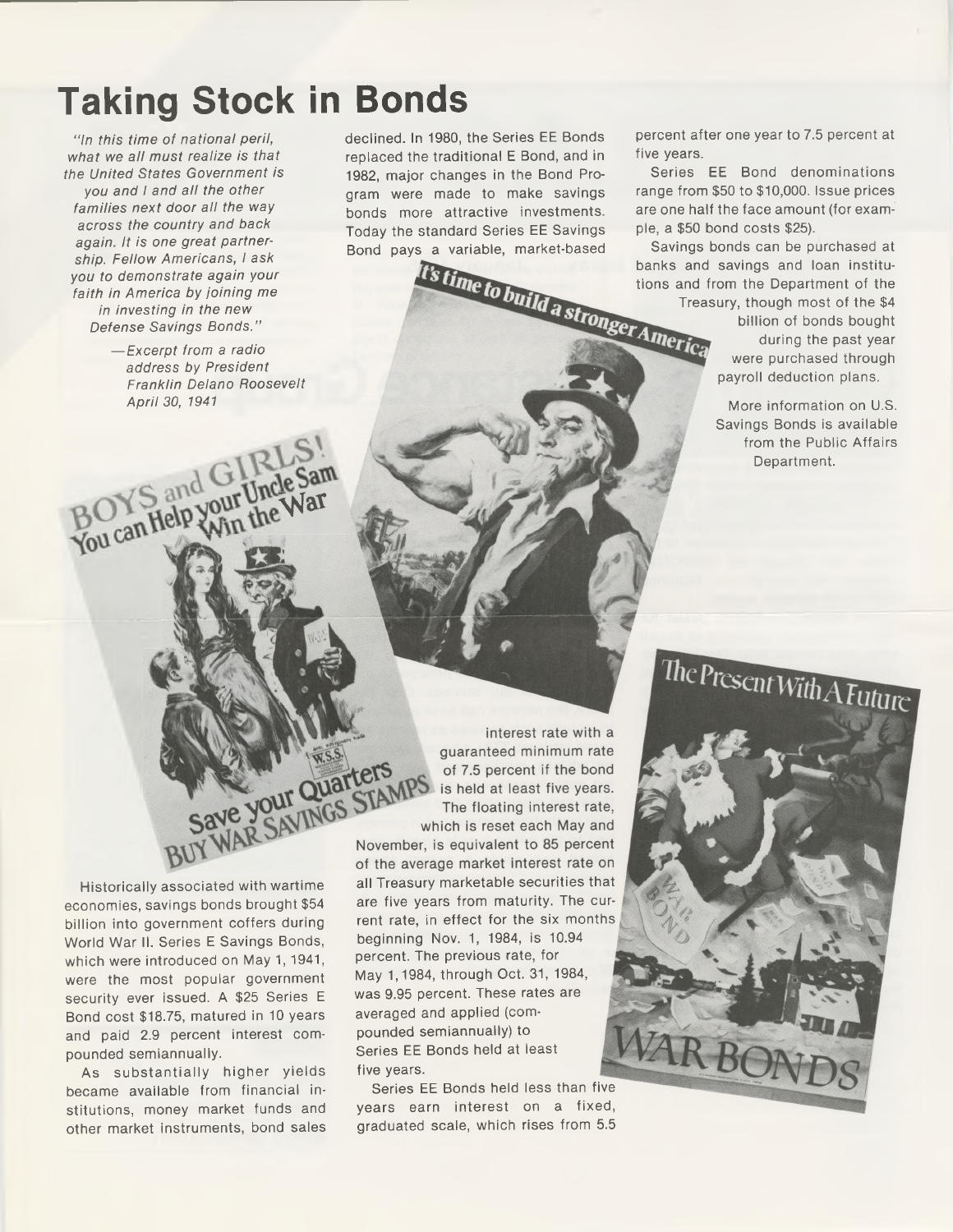# Taking Stock in Bonds

*"In this time of national peril, what we all must realize is that the United States Government is you and I and all the other families next door all the way across the country and back again. It is one great partnership. Fellow Americans, I ask you to demonstrate again your faith in America by joining me in investing in the new Defense Savings Bonds."*

*—Excerpt from a radio address by President Franklin Delano Roosevelt April 30, 1941*

Historically associated with wartime economies, savings bonds brought $54 billion into government coffers during World War II. Series E Savings Bonds, which were introduced on May 1, 1941, were the most popular government security ever issued. A $25 Series E Bond cost $18.75, matured in 10 years and paid 2.9 percent interest compounded semiannually.

As substantially higher yields became available from financial institutions, money market funds and other market instruments, bond sales declined. In 1980, the Series EE Bonds replaced the traditional E Bond, and in 1982, major changes in the Bond Program were made to make savings bonds more attractive investments. Today the standard Series EE Savings Bond pays a variable, market-based interest rate with a guaranteed minimum rate of 7.5 percent if the bond is held at least five years. The floating interest rate, which is reset each May and November, is equivalent to 85 percent of the average market interest rate on all Treasury marketable securities that are five years from maturity. The current rate, in effect for the six months beginning Nov. 1, 1984, is 10.94 percent. The previous rate, for May 1, 1984, through Oct. 31, 1984, was 9.95 percent. These rates are averaged and applied (compounded semiannually) to Series EE Bonds held at least five years.

Series EE Bonds held less than five years earn interest on a fixed, graduated scale, which rises from 5.5 percent after one year to 7.5 percent at five years.

Series EE Bond denominations range from $50 to $10,000. Issue prices are one half the face amount (for example, a $50 bond costs $25).

Savings bonds can be purchased at banks and savings and loan institutions and from the Department of the Treasury, though most of the $4 billion of bonds bought during the past year were purchased through payroll deduction plans.

More information on U.S. Savings Bonds is available from the Public Affairs Department.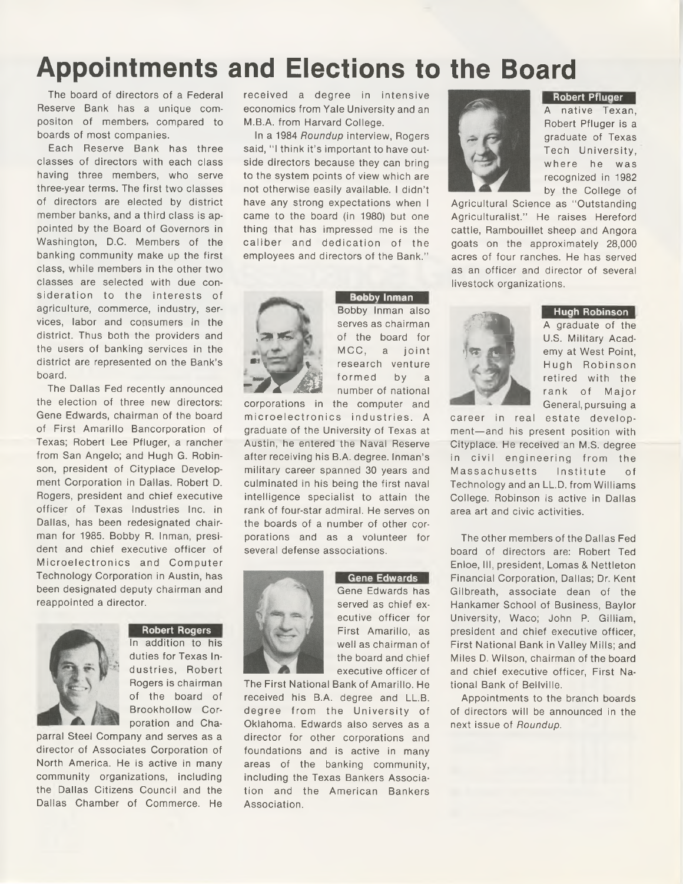# Appointments and Elections to the Board

The board of directors of a Federal Reserve Bank has a unique compositon of members, compared to boards of most companies.

Each Reserve Bank has three classes of directors with each class having three members, who serve three-year terms. The first two classes of directors are elected by district member banks, and a third class is appointed by the Board of Governors in Washington, D.C. Members of the banking community make up the first class, while members in the other two classes are selected with due consideration to the interests of agriculture, commerce, industry, services, labor and consumers in the district. Thus both the providers and the users of banking services in the district are represented on the Bank's board.

The Dallas Fed recently announced the election of three new directors: Gene Edwards, chairman of the board of First Amarillo Bancorporation of Texas; Robert Lee Pfluger, a rancher from San Angelo; and Hugh G. Robinson, president of Cityplace Development Corporation in Dallas. Robert D. Rogers, president and chief executive officer of Texas Industries Inc. in Dallas, has been redesignated chairman for 1985. Bobby R. Inman, president and chief executive officer of Microelectronics and Computer Technology Corporation in Austin, has been designated deputy chairman and reappointed a director.

**Robert Rogers**

In addition to his duties for Texas Industries, Robert Rogers is chairman of the board of Brookhollow Corporation and Chaparral Steel Company and serves as a director of Associates Corporation of North America. He is active in many community organizations, including the Dallas Citizens Council and the Dallas Chamber of Commerce. He received a degree in intensive economics from Yale University and an M.B.A. from Harvard College.

In a 1984 *Roundup* interview, Rogers said, "I think it's important to have outside directors because they can bring to the system points of view which are not otherwise easily available. I didn't have any strong expectations when I came to the board (in 1980) but one thing that has impressed me is the caliber and dedication of the employees and directors of the Bank."

**Bobby Inman**

Bobby Inman also serves as chairman of the board for MCC, a joint research venture formed by a number of national corporations in the computer and microelectronics industries. A graduate of the University of Texas at Austin, he entered the Naval Reserve after receiving his B.A. degree. Inman's military career spanned 30 years and culminated in his being the first naval intelligence specialist to attain the rank of four-star admiral. He serves on the boards of a number of other corporations and as a volunteer for several defense associations.

**Gene Edwards**

Gene Edwards has served as chief executive officer for First Amarillo, as well as chairman of the board and chief executive officer of The First National Bank of Amarillo. He received his B.A. degree and LL.B. degree from the University of Oklahoma. Edwards also serves as a director for other corporations and foundations and is active in many areas of the banking community, including the Texas Bankers Association and the American Bankers Association.

**Robert Pfluger**

A native Texan, Robert Pfluger is a graduate of Texas Tech University, where he was recognized in 1982 by the College of Agricultural Science as "Outstanding Agriculturalist." He raises Hereford cattle, Rambouillet sheep and Angora goats on the approximately 28,000 acres of four ranches. He has served as an officer and director of several livestock organizations.

**Hugh Robinson**

A graduate of the U.S. Military Academy at West Point, Hugh Robinson retired with the rank of Major General, pursuing a career in real estate development—and his present position with Cityplace. He received an M.S. degree in civil engineering from the Massachusetts Institute of Technology and an LL.D. from Williams College. Robinson is active in Dallas area art and civic activities.

The other members of the Dallas Fed board of directors are: Robert Ted Enloe, III, president, Lomas & Nettleton Financial Corporation, Dallas; Dr. Kent Gilbreath, associate dean of the Hankamer School of Business, Baylor University, Waco; John P. Gilliam, president and chief executive officer, First National Bank in Valley Mills; and Miles D. Wilson, chairman of the board and chief executive officer, First National Bank of Bellville.

Appointments to the branch boards of directors will be announced in the next issue of *Roundup*.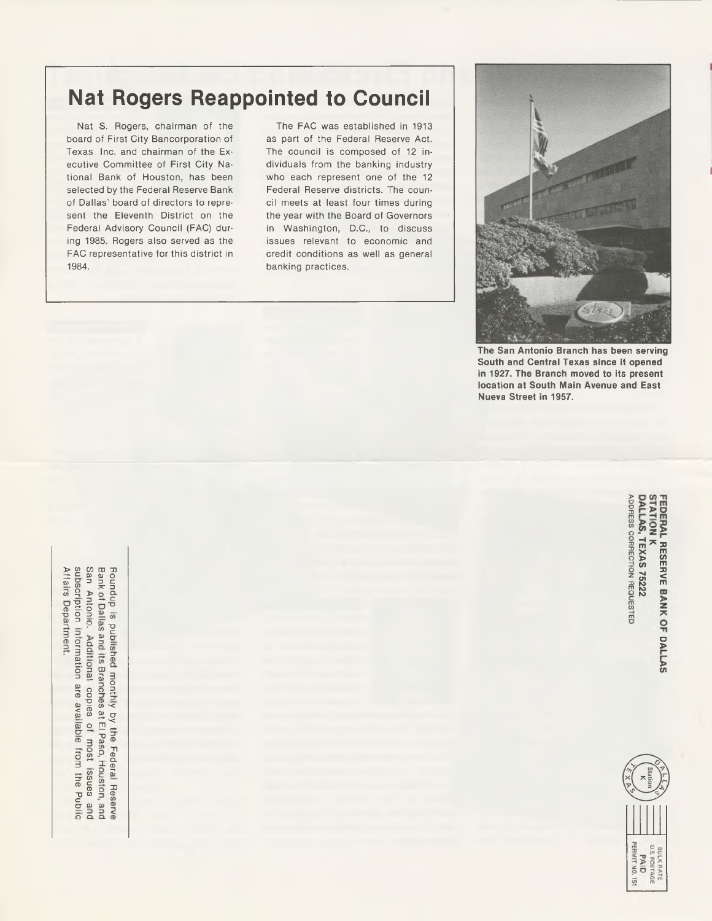# Nat Rogers Reappointed to Council

Nat S. Rogers, chairman of the board of First City Bancorporation of Texas Inc. and chairman of the Executive Committee of First City National Bank of Houston, has been selected by the Federal Reserve Bank of Dallas' board of directors to represent the Eleventh District on the Federal Advisory Council (FAC) during 1985. Rogers also served as the FAC representative for this district in 1984.

The FAC was established in 1913 as part of the Federal Reserve Act. The council is composed of 12 individuals from the banking industry who each represent one of the 12 Federal Reserve districts. The council meets at least four times during the year with the Board of Governors in Washington, D.C., to discuss issues relevant to economic and credit conditions as well as general banking practices.

**The San Antonio Branch has been serving South and Central Texas since it opened in 1927. The Branch moved to its present location at South Main Avenue and East Nueva Street in 1957.**

Roundup is published monthly by the Federal Reserve Bank of Dallas and its Branches at El Paso, Houston, and San Antonio. Additional copies of most issues and subscription information are available from the Public Affairs Department.

**FEDERAL RESERVE BANK OF DALLAS**
**STATION K**
**DALLAS, TEXAS 75222**
ADDRESS CORRECTION REQUESTED

DALLAS Station K TEXAS

BULK RATE
U.S. POSTAGE
PAID
PERMIT NO. 151